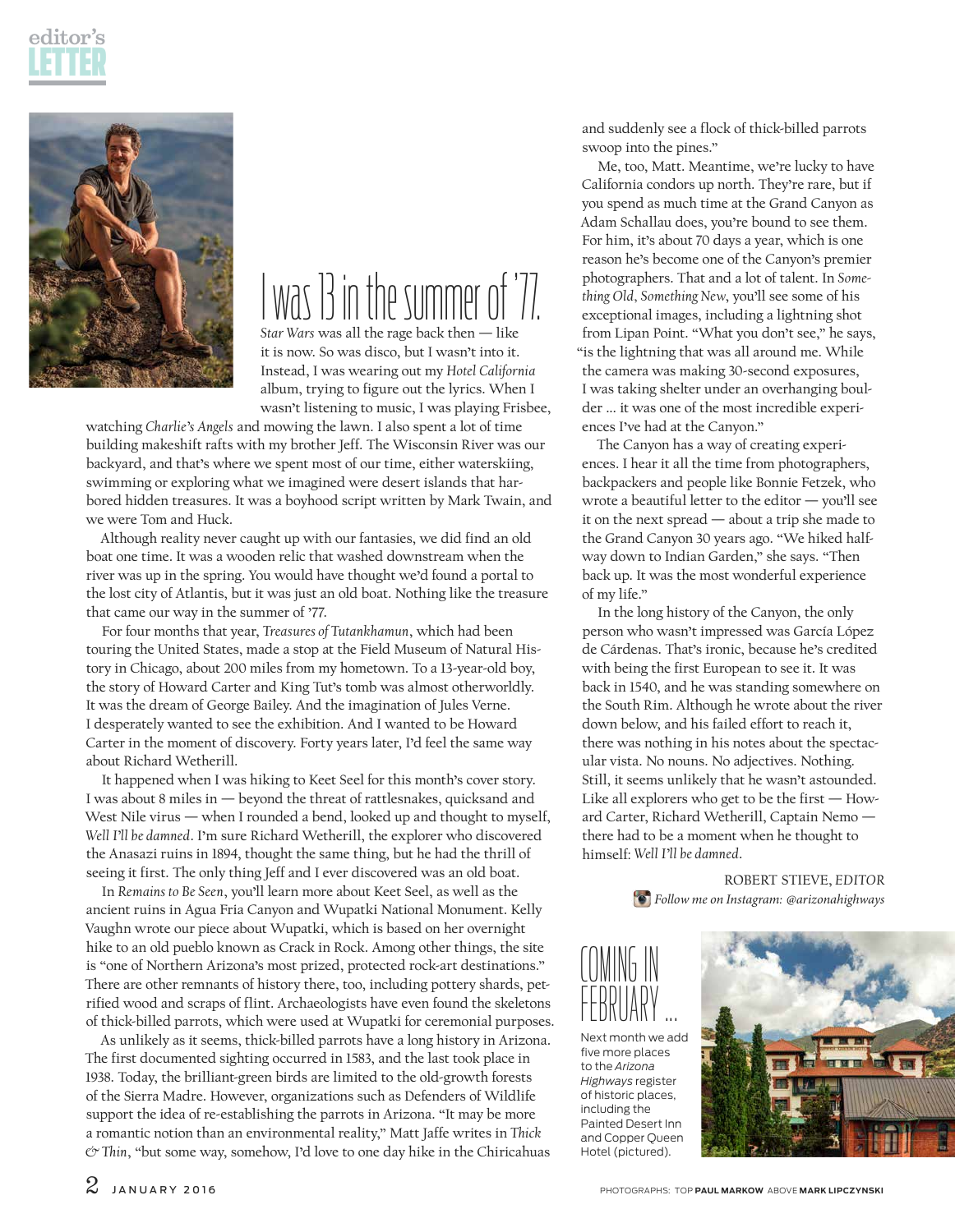editor's

# LETTER

## I was 13 in the summer of '77.

*Star Wars* was all the rage back then — like it is now. So was disco, but I wasn't into it. Instead, I was wearing out my *Hotel California* album, trying to figure out the lyrics. When I wasn't listening to music, I was playing Frisbee, watching *Charlie's Angels* and mowing the lawn. I also spent a lot of time building makeshift rafts with my brother Jeff. The Wisconsin River was our backyard, and that's where we spent most of our time, either waterskiing, swimming or exploring what we imagined were desert islands that harbored hidden treasures. It was a boyhood script written by Mark Twain, and we were Tom and Huck.

Although reality never caught up with our fantasies, we did find an old boat one time. It was a wooden relic that washed downstream when the river was up in the spring. You would have thought we'd found a portal to the lost city of Atlantis, but it was just an old boat. Nothing like the treasure that came our way in the summer of '77.

For four months that year, *Treasures of Tutankhamun*, which had been touring the United States, made a stop at the Field Museum of Natural History in Chicago, about 200 miles from my hometown. To a 13-year-old boy, the story of Howard Carter and King Tut's tomb was almost otherworldly. It was the dream of George Bailey. And the imagination of Jules Verne. I desperately wanted to see the exhibition. And I wanted to be Howard Carter in the moment of discovery. Forty years later, I'd feel the same way about Richard Wetherill.

It happened when I was hiking to Keet Seel for this month's cover story. I was about 8 miles in — beyond the threat of rattlesnakes, quicksand and West Nile virus — when I rounded a bend, looked up and thought to myself, *Well I'll be damned*. I'm sure Richard Wetherill, the explorer who discovered the Anasazi ruins in 1894, thought the same thing, but he had the thrill of seeing it first. The only thing Jeff and I ever discovered was an old boat.

In *Remains to Be Seen*, you'll learn more about Keet Seel, as well as the ancient ruins in Agua Fria Canyon and Wupatki National Monument. Kelly Vaughn wrote our piece about Wupatki, which is based on her overnight hike to an old pueblo known as Crack in Rock. Among other things, the site is "one of Northern Arizona's most prized, protected rock-art destinations." There are other remnants of history there, too, including pottery shards, petrified wood and scraps of flint. Archaeologists have even found the skeletons of thick-billed parrots, which were used at Wupatki for ceremonial purposes.

As unlikely as it seems, thick-billed parrots have a long history in Arizona. The first documented sighting occurred in 1583, and the last took place in 1938. Today, the brilliant-green birds are limited to the old-growth forests of the Sierra Madre. However, organizations such as Defenders of Wildlife support the idea of re-establishing the parrots in Arizona. "It may be more a romantic notion than an environmental reality," Matt Jaffe writes in *Thick & Thin*, "but some way, somehow, I'd love to one day hike in the Chiricahuas and suddenly see a flock of thick-billed parrots swoop into the pines."

Me, too, Matt. Meantime, we're lucky to have California condors up north. They're rare, but if you spend as much time at the Grand Canyon as Adam Schallau does, you're bound to see them. For him, it's about 70 days a year, which is one reason he's become one of the Canyon's premier photographers. That and a lot of talent. In *Something Old, Something New*, you'll see some of his exceptional images, including a lightning shot from Lipan Point. "What you don't see," he says, "is the lightning that was all around me. While the camera was making 30-second exposures, I was taking shelter under an overhanging boulder … it was one of the most incredible experiences I've had at the Canyon."

The Canyon has a way of creating experiences. I hear it all the time from photographers, backpackers and people like Bonnie Fetzek, who wrote a beautiful letter to the editor — you'll see it on the next spread — about a trip she made to the Grand Canyon 30 years ago. "We hiked halfway down to Indian Garden," she says. "Then back up. It was the most wonderful experience of my life."

In the long history of the Canyon, the only person who wasn't impressed was García López de Cárdenas. That's ironic, because he's credited with being the first European to see it. It was back in 1540, and he was standing somewhere on the South Rim. Although he wrote about the river down below, and his failed effort to reach it, there was nothing in his notes about the spectacular vista. No nouns. No adjectives. Nothing. Still, it seems unlikely that he wasn't astounded. Like all explorers who get to be the first — Howard Carter, Richard Wetherill, Captain Nemo — there had to be a moment when he thought to himself: *Well I'll be damned*.

ROBERT STIEVE, *EDITOR*

*Follow me on Instagram: @arizonahighways*

## COMING IN FEBRUARY ...

Next month we add five more places to the *Arizona Highways* register of historic places, including the Painted Desert Inn and Copper Queen Hotel (pictured).

PHOTOGRAPHS: TOP **PAUL MARKOW** ABOVE **MARK LIPCZYNSKI**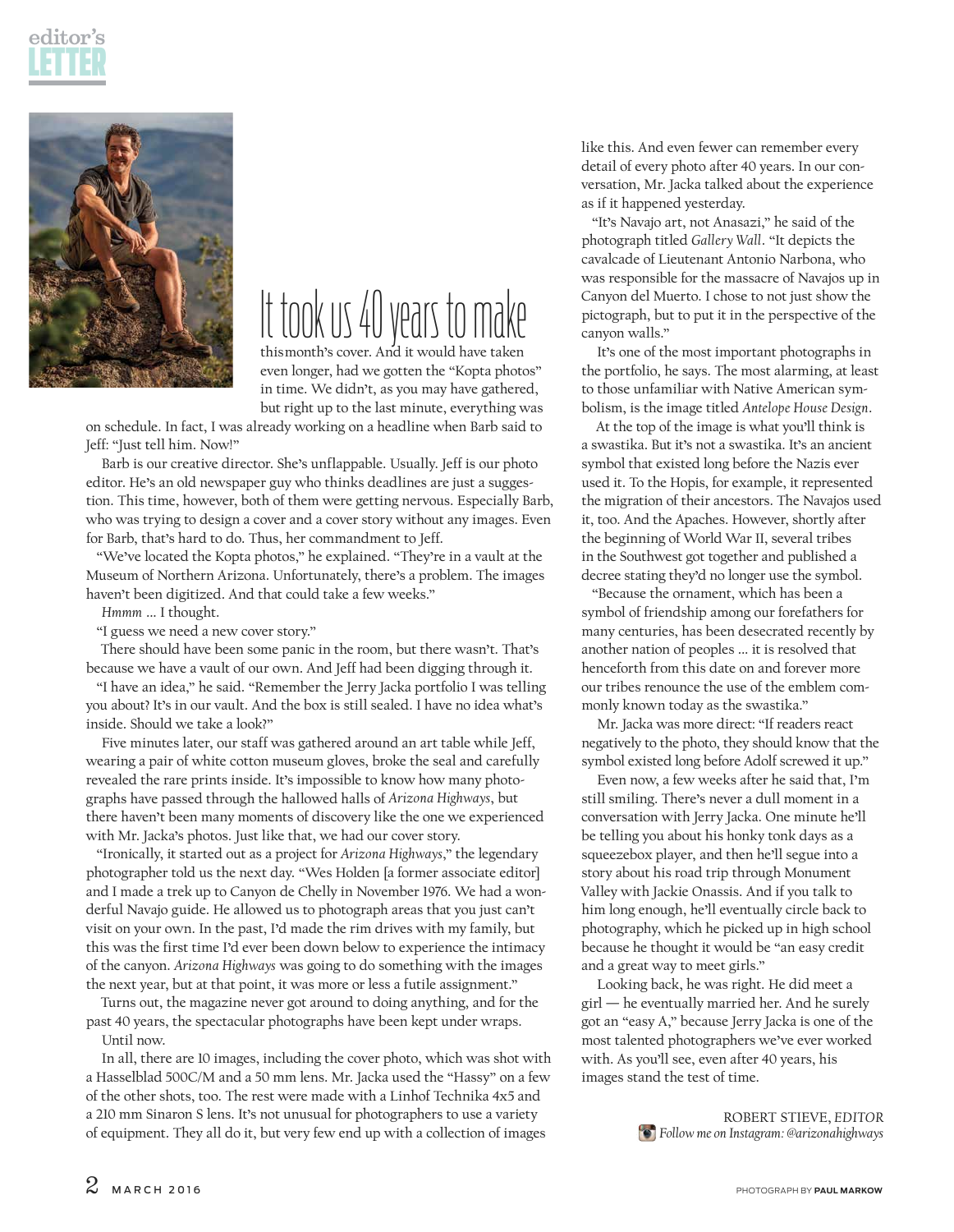# editor's LETTER

It took us 40 years to make this month's cover. And it would have taken even longer, had we gotten the "Kopta photos" in time. We didn't, as you may have gathered, but right up to the last minute, everything was on schedule. In fact, I was already working on a headline when Barb said to Jeff: "Just tell him. Now!"

Barb is our creative director. She's unflappable. Usually. Jeff is our photo editor. He's an old newspaper guy who thinks deadlines are just a suggestion. This time, however, both of them were getting nervous. Especially Barb, who was trying to design a cover and a cover story without any images. Even for Barb, that's hard to do. Thus, her commandment to Jeff.

"We've located the Kopta photos," he explained. "They're in a vault at the Museum of Northern Arizona. Unfortunately, there's a problem. The images haven't been digitized. And that could take a few weeks."

*Hmmm* … I thought.

"I guess we need a new cover story."

There should have been some panic in the room, but there wasn't. That's because we have a vault of our own. And Jeff had been digging through it.

"I have an idea," he said. "Remember the Jerry Jacka portfolio I was telling you about? It's in our vault. And the box is still sealed. I have no idea what's inside. Should we take a look?"

Five minutes later, our staff was gathered around an art table while Jeff, wearing a pair of white cotton museum gloves, broke the seal and carefully revealed the rare prints inside. It's impossible to know how many photographs have passed through the hallowed halls of *Arizona Highways*, but there haven't been many moments of discovery like the one we experienced with Mr. Jacka's photos. Just like that, we had our cover story.

"Ironically, it started out as a project for *Arizona Highways*," the legendary photographer told us the next day. "Wes Holden [a former associate editor] and I made a trek up to Canyon de Chelly in November 1976. We had a wonderful Navajo guide. He allowed us to photograph areas that you just can't visit on your own. In the past, I'd made the rim drives with my family, but this was the first time I'd ever been down below to experience the intimacy of the canyon. *Arizona Highways* was going to do something with the images the next year, but at that point, it was more or less a futile assignment."

Turns out, the magazine never got around to doing anything, and for the past 40 years, the spectacular photographs have been kept under wraps.

Until now.

In all, there are 10 images, including the cover photo, which was shot with a Hasselblad 500C/M and a 50 mm lens. Mr. Jacka used the "Hassy" on a few of the other shots, too. The rest were made with a Linhof Technika 4x5 and a 210 mm Sinaron S lens. It's not unusual for photographers to use a variety of equipment. They all do it, but very few end up with a collection of images like this. And even fewer can remember every detail of every photo after 40 years. In our conversation, Mr. Jacka talked about the experience as if it happened yesterday.

"It's Navajo art, not Anasazi," he said of the photograph titled *Gallery Wall*. "It depicts the cavalcade of Lieutenant Antonio Narbona, who was responsible for the massacre of Navajos up in Canyon del Muerto. I chose to not just show the pictograph, but to put it in the perspective of the canyon walls."

It's one of the most important photographs in the portfolio, he says. The most alarming, at least to those unfamiliar with Native American symbolism, is the image titled *Antelope House Design*.

At the top of the image is what you'll think is a swastika. But it's not a swastika. It's an ancient symbol that existed long before the Nazis ever used it. To the Hopis, for example, it represented the migration of their ancestors. The Navajos used it, too. And the Apaches. However, shortly after the beginning of World War II, several tribes in the Southwest got together and published a decree stating they'd no longer use the symbol.

"Because the ornament, which has been a symbol of friendship among our forefathers for many centuries, has been desecrated recently by another nation of peoples … it is resolved that henceforth from this date on and forever more our tribes renounce the use of the emblem commonly known today as the swastika."

Mr. Jacka was more direct: "If readers react negatively to the photo, they should know that the symbol existed long before Adolf screwed it up."

Even now, a few weeks after he said that, I'm still smiling. There's never a dull moment in a conversation with Jerry Jacka. One minute he'll be telling you about his honky tonk days as a squeezebox player, and then he'll segue into a story about his road trip through Monument Valley with Jackie Onassis. And if you talk to him long enough, he'll eventually circle back to photography, which he picked up in high school because he thought it would be "an easy credit and a great way to meet girls."

Looking back, he was right. He did meet a girl — he eventually married her. And he surely got an "easy A," because Jerry Jacka is one of the most talented photographers we've ever worked with. As you'll see, even after 40 years, his images stand the test of time.

ROBERT STIEVE, *EDITOR*

*Follow me on Instagram: @arizonahighways*

PHOTOGRAPH BY PAUL MARKOW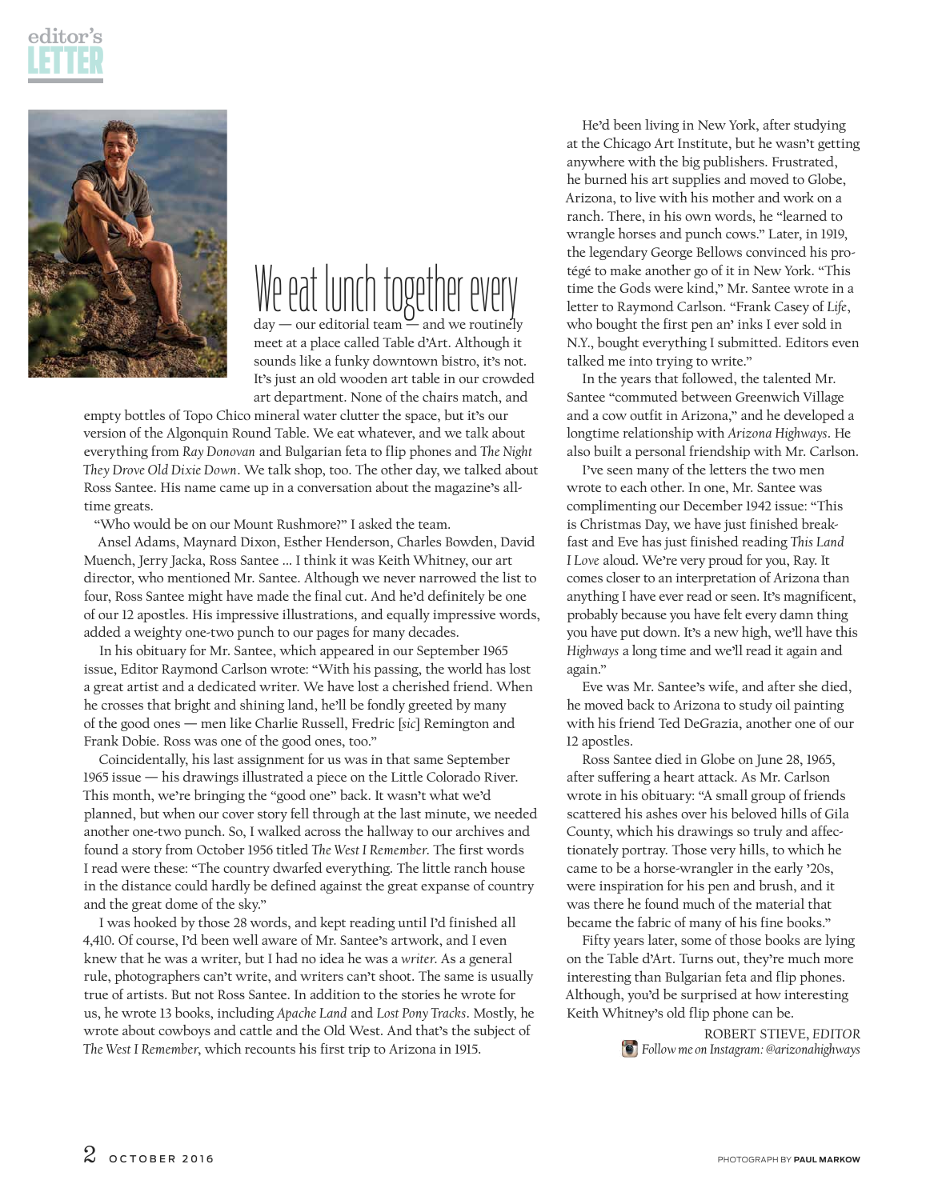editor's

# LETTER

We eat lunch together every day — our editorial team — and we routinely meet at a place called Table d'Art. Although it sounds like a funky downtown bistro, it's not. It's just an old wooden art table in our crowded art department. None of the chairs match, and empty bottles of Topo Chico mineral water clutter the space, but it's our version of the Algonquin Round Table. We eat whatever, and we talk about everything from *Ray Donovan* and Bulgarian feta to flip phones and *The Night They Drove Old Dixie Down*. We talk shop, too. The other day, we talked about Ross Santee. His name came up in a conversation about the magazine's all-time greats.

"Who would be on our Mount Rushmore?" I asked the team.

Ansel Adams, Maynard Dixon, Esther Henderson, Charles Bowden, David Muench, Jerry Jacka, Ross Santee … I think it was Keith Whitney, our art director, who mentioned Mr. Santee. Although we never narrowed the list to four, Ross Santee might have made the final cut. And he'd definitely be one of our 12 apostles. His impressive illustrations, and equally impressive words, added a weighty one-two punch to our pages for many decades.

In his obituary for Mr. Santee, which appeared in our September 1965 issue, Editor Raymond Carlson wrote: "With his passing, the world has lost a great artist and a dedicated writer. We have lost a cherished friend. When he crosses that bright and shining land, he'll be fondly greeted by many of the good ones — men like Charlie Russell, Fredric [*sic*] Remington and Frank Dobie. Ross was one of the good ones, too."

Coincidentally, his last assignment for us was in that same September 1965 issue — his drawings illustrated a piece on the Little Colorado River. This month, we're bringing the "good one" back. It wasn't what we'd planned, but when our cover story fell through at the last minute, we needed another one-two punch. So, I walked across the hallway to our archives and found a story from October 1956 titled *The West I Remember*. The first words I read were these: "The country dwarfed everything. The little ranch house in the distance could hardly be defined against the great expanse of country and the great dome of the sky."

I was hooked by those 28 words, and kept reading until I'd finished all 4,410. Of course, I'd been well aware of Mr. Santee's artwork, and I even knew that he was a writer, but I had no idea he was a *writer*. As a general rule, photographers can't write, and writers can't shoot. The same is usually true of artists. But not Ross Santee. In addition to the stories he wrote for us, he wrote 13 books, including *Apache Land* and *Lost Pony Tracks*. Mostly, he wrote about cowboys and cattle and the Old West. And that's the subject of *The West I Remember*, which recounts his first trip to Arizona in 1915.

He'd been living in New York, after studying at the Chicago Art Institute, but he wasn't getting anywhere with the big publishers. Frustrated, he burned his art supplies and moved to Globe, Arizona, to live with his mother and work on a ranch. There, in his own words, he "learned to wrangle horses and punch cows." Later, in 1919, the legendary George Bellows convinced his protégé to make another go of it in New York. "This time the Gods were kind," Mr. Santee wrote in a letter to Raymond Carlson. "Frank Casey of *Life*, who bought the first pen an' inks I ever sold in N.Y., bought everything I submitted. Editors even talked me into trying to write."

In the years that followed, the talented Mr. Santee "commuted between Greenwich Village and a cow outfit in Arizona," and he developed a longtime relationship with *Arizona Highways*. He also built a personal friendship with Mr. Carlson.

I've seen many of the letters the two men wrote to each other. In one, Mr. Santee was complimenting our December 1942 issue: "This is Christmas Day, we have just finished breakfast and Eve has just finished reading *This Land I Love* aloud. We're very proud for you, Ray. It comes closer to an interpretation of Arizona than anything I have ever read or seen. It's magnificent, probably because you have felt every damn thing you have put down. It's a new high, we'll have this *Highways* a long time and we'll read it again and again."

Eve was Mr. Santee's wife, and after she died, he moved back to Arizona to study oil painting with his friend Ted DeGrazia, another one of our 12 apostles.

Ross Santee died in Globe on June 28, 1965, after suffering a heart attack. As Mr. Carlson wrote in his obituary: "A small group of friends scattered his ashes over his beloved hills of Gila County, which his drawings so truly and affectionately portray. Those very hills, to which he came to be a horse-wrangler in the early '20s, were inspiration for his pen and brush, and it was there he found much of the material that became the fabric of many of his fine books."

Fifty years later, some of those books are lying on the Table d'Art. Turns out, they're much more interesting than Bulgarian feta and flip phones. Although, you'd be surprised at how interesting Keith Whitney's old flip phone can be.

ROBERT STIEVE, *EDITOR*
*Follow me on Instagram: @arizonahighways*

PHOTOGRAPH BY **PAUL MARKOW**